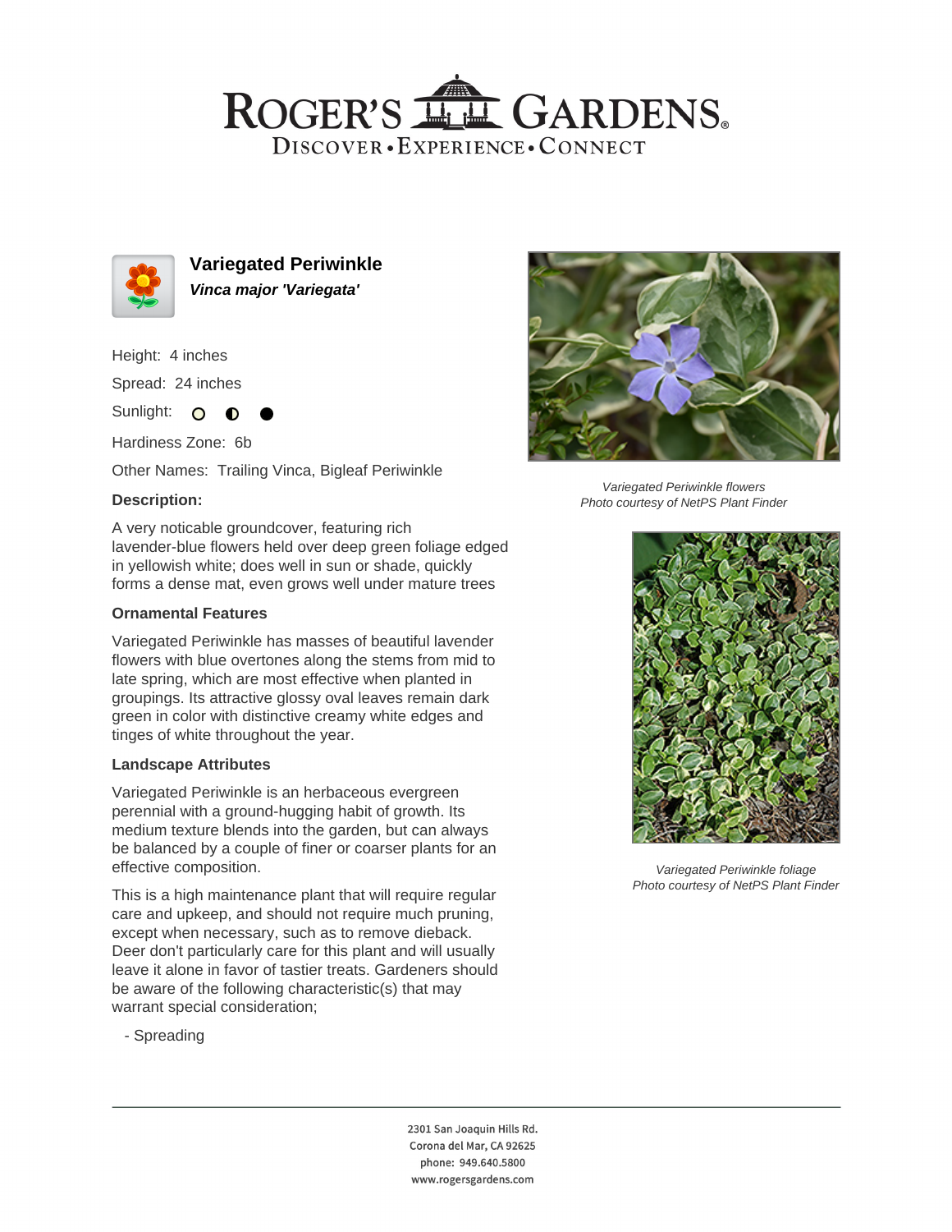# ROGER'S GARDENS

DISCOVER • EXPERIENCE • CONNECT

## Variegated Periwinkle

***Vinca major 'Variegata'***

Height: 4 inches

Spread: 24 inches

Sunlight: ○ ◐ ●

Hardiness Zone: 6b

Other Names: Trailing Vinca, Bigleaf Periwinkle

### Description:

A very noticable groundcover, featuring rich lavender-blue flowers held over deep green foliage edged in yellowish white; does well in sun or shade, quickly forms a dense mat, even grows well under mature trees

### Ornamental Features

Variegated Periwinkle has masses of beautiful lavender flowers with blue overtones along the stems from mid to late spring, which are most effective when planted in groupings. Its attractive glossy oval leaves remain dark green in color with distinctive creamy white edges and tinges of white throughout the year.

### Landscape Attributes

Variegated Periwinkle is an herbaceous evergreen perennial with a ground-hugging habit of growth. Its medium texture blends into the garden, but can always be balanced by a couple of finer or coarser plants for an effective composition.

This is a high maintenance plant that will require regular care and upkeep, and should not require much pruning, except when necessary, such as to remove dieback. Deer don't particularly care for this plant and will usually leave it alone in favor of tastier treats. Gardeners should be aware of the following characteristic(s) that may warrant special consideration;

- Spreading

*Variegated Periwinkle flowers*
*Photo courtesy of NetPS Plant Finder*

*Variegated Periwinkle foliage*
*Photo courtesy of NetPS Plant Finder*

2301 San Joaquin Hills Rd.
Corona del Mar, CA 92625
phone: 949.640.5800
www.rogersgardens.com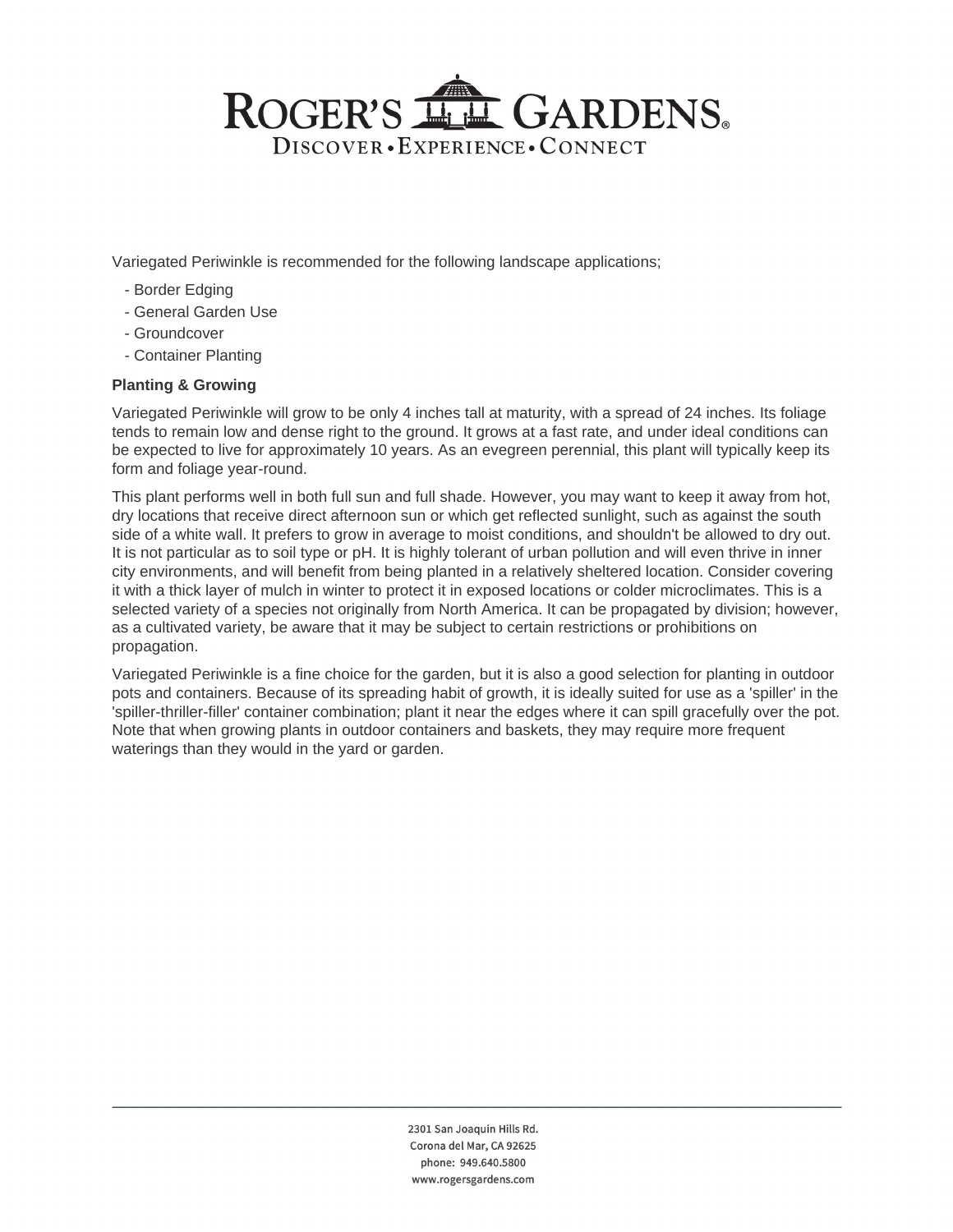Variegated Periwinkle is recommended for the following landscape applications;

- Border Edging
- General Garden Use
- Groundcover
- Container Planting

**Planting & Growing**

Variegated Periwinkle will grow to be only 4 inches tall at maturity, with a spread of 24 inches. Its foliage tends to remain low and dense right to the ground. It grows at a fast rate, and under ideal conditions can be expected to live for approximately 10 years. As an evegreen perennial, this plant will typically keep its form and foliage year-round.

This plant performs well in both full sun and full shade. However, you may want to keep it away from hot, dry locations that receive direct afternoon sun or which get reflected sunlight, such as against the south side of a white wall. It prefers to grow in average to moist conditions, and shouldn't be allowed to dry out. It is not particular as to soil type or pH. It is highly tolerant of urban pollution and will even thrive in inner city environments, and will benefit from being planted in a relatively sheltered location. Consider covering it with a thick layer of mulch in winter to protect it in exposed locations or colder microclimates. This is a selected variety of a species not originally from North America. It can be propagated by division; however, as a cultivated variety, be aware that it may be subject to certain restrictions or prohibitions on propagation.

Variegated Periwinkle is a fine choice for the garden, but it is also a good selection for planting in outdoor pots and containers. Because of its spreading habit of growth, it is ideally suited for use as a 'spiller' in the 'spiller-thriller-filler' container combination; plant it near the edges where it can spill gracefully over the pot. Note that when growing plants in outdoor containers and baskets, they may require more frequent waterings than they would in the yard or garden.